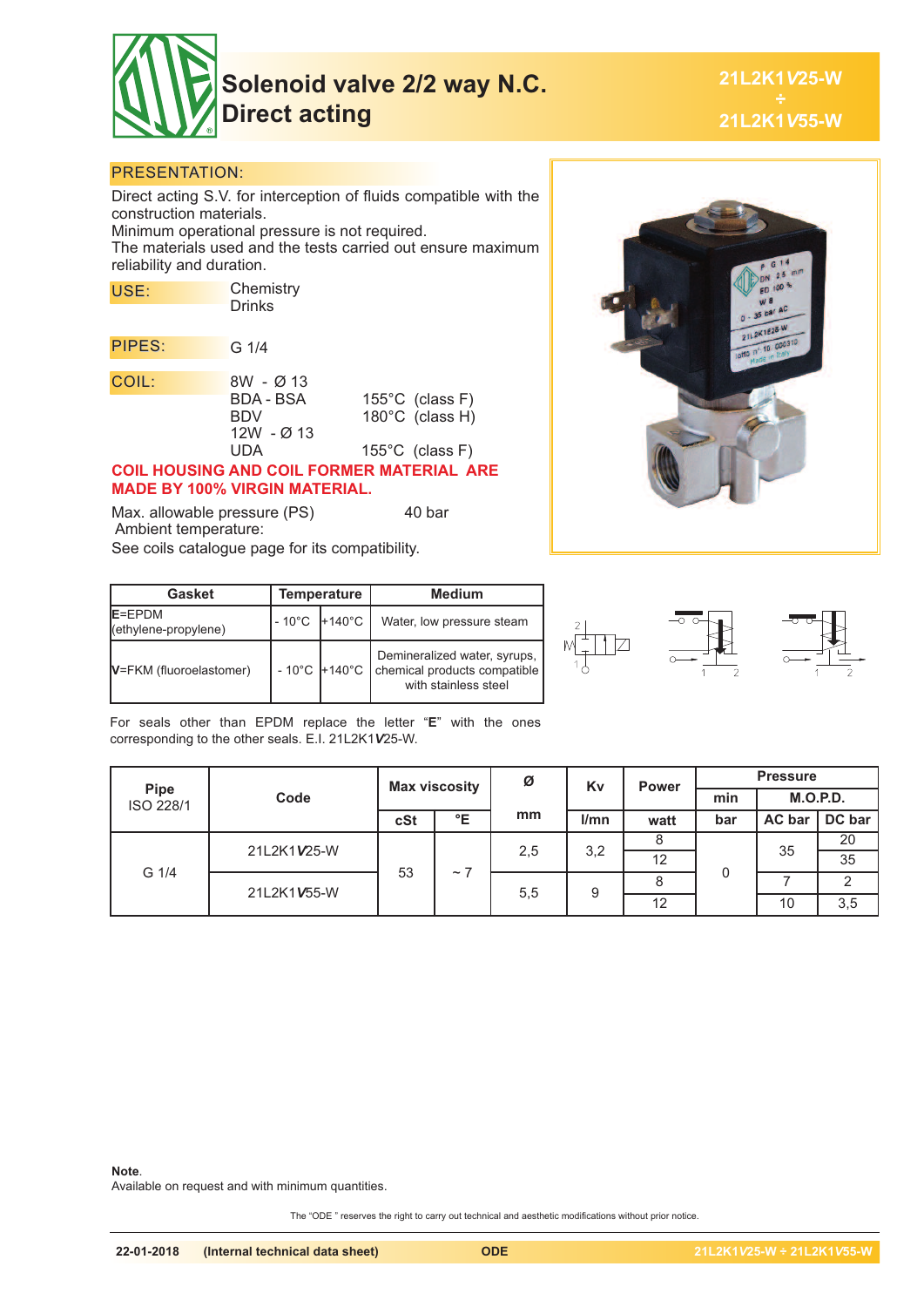# Solenoid valve 2/2 way N.C. Direct acting

**21L2K1*V*25-W ÷ 21L2K1*V*55-W**

## PRESENTATION:

Direct acting S.V. for interception of fluids compatible with the construction materials.
Minimum operational pressure is not required.
The materials used and the tests carried out ensure maximum reliability and duration.

**USE:** Chemistry
Drinks

**PIPES:** G 1/4

**COIL:**
8W - Ø 13
BDA - BSA 155°C (class F)
BDV 180°C (class H)
12W - Ø 13
UDA 155°C (class F)

**COIL HOUSING AND COIL FORMER MATERIAL ARE MADE BY 100% VIRGIN MATERIAL.**

Max. allowable pressure (PS) 40 bar
Ambient temperature:
See coils catalogue page for its compatibility.

| Gasket | Temperature | | Medium |
|---|---|---|---|
| **E**=EPDM (ethylene-propylene) | - 10°C | +140°C | Water, low pressure steam |
| **V**=FKM (fluoroelastomer) | - 10°C | +140°C | Demineralized water, syrups, chemical products compatible with stainless steel |

For seals other than EPDM replace the letter "**E**" with the ones corresponding to the other seals. E.I. 21L2K1*V*25-W.

| Pipe ISO 228/1 | Code | Max viscosity | | Ø | Kv | Power | Pressure | | |
|---|---|---|---|---|---|---|---|---|---|
| | | | | | | | min | M.O.P.D. | |
| | | cSt | °E | mm | l/mn | watt | bar | AC bar | DC bar |
| G 1/4 | 21L2K1*V*25-W | 53 | ~ 7 | 2,5 | 3,2 | 8 | 0 | 35 | 20 |
| | | | | | | 12 | | | 35 |
| | 21L2K1*V*55-W | | | 5,5 | 9 | 8 | | 7 | 2 |
| | | | | | | 12 | | 10 | 3,5 |

**Note**.
Available on request and with minimum quantities.

The "ODE " reserves the right to carry out technical and aesthetic modifications without prior notice.

22-01-2018 (Internal technical data sheet) ODE 21L2K1*V*25-W ÷ 21L2K1*V*55-W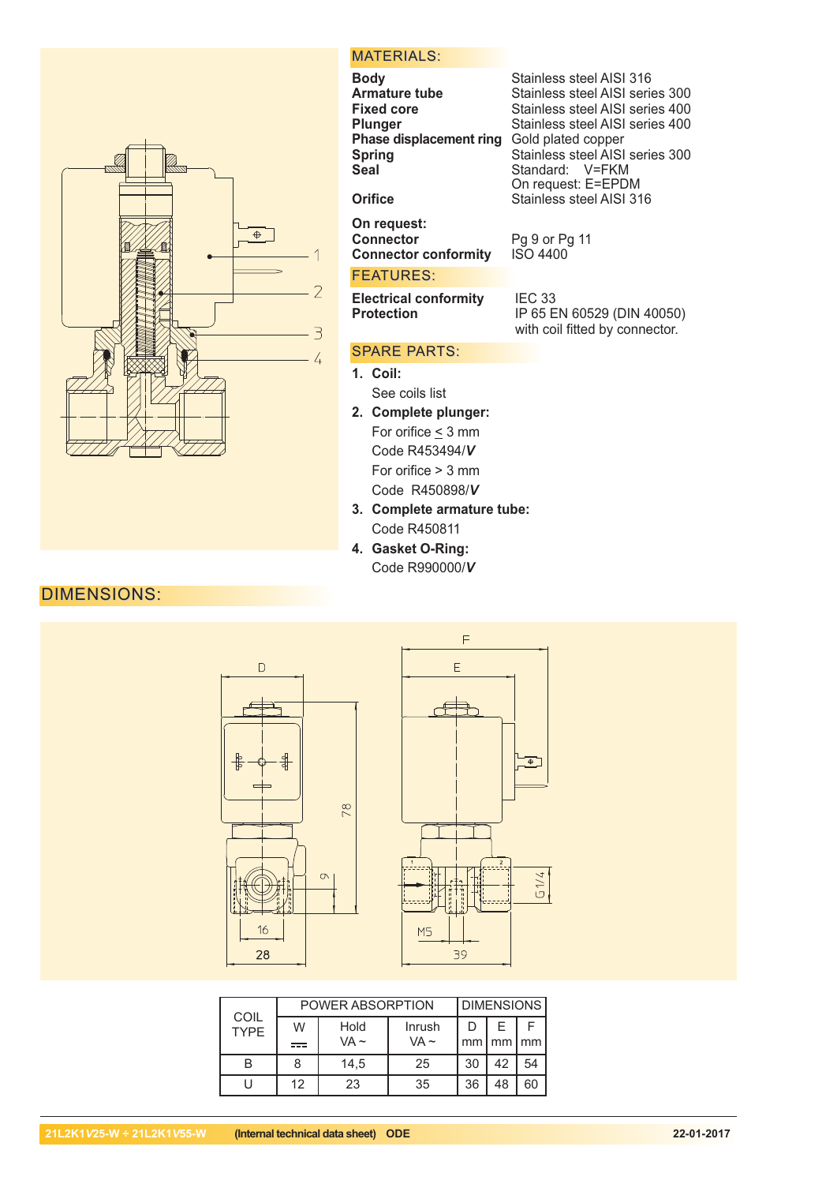## MATERIALS:

| | |
|---|---|
| **Body** | Stainless steel AISI 316 |
| **Armature tube** | Stainless steel AISI series 300 |
| **Fixed core** | Stainless steel AISI series 400 |
| **Plunger** | Stainless steel AISI series 400 |
| **Phase displacement ring** | Gold plated copper |
| **Spring** | Stainless steel AISI series 300 |
| **Seal** | Standard: V=FKM<br>On request: E=EPDM |
| **Orifice** | Stainless steel AISI 316 |

**On request:**

| | |
|---|---|
| **Connector** | Pg 9 or Pg 11 |
| **Connector conformity** | ISO 4400 |

## FEATURES:

| | |
|---|---|
| **Electrical conformity** | IEC 33 |
| **Protection** | IP 65 EN 60529 (DIN 40050) with coil fitted by connector. |

## SPARE PARTS:

1. **Coil:**
   See coils list
2. **Complete plunger:**
   For orifice ≤ 3 mm
   Code R453494/***V***
   For orifice > 3 mm
   Code R450898/***V***
3. **Complete armature tube:**
   Code R450811
4. **Gasket O-Ring:**
   Code R990000/***V***

## DIMENSIONS:

D
78
9
16
28
F
E
G1/4
M5
39

| COIL TYPE | POWER ABSORPTION | | | DIMENSIONS | | |
|---|---|---|---|---|---|---|
| | W ⎓ | Hold VA ~ | Inrush VA ~ | D mm | E mm | F mm |
| B | 8 | 14,5 | 25 | 30 | 42 | 54 |
| U | 12 | 23 | 35 | 36 | 48 | 60 |

21L2K1*V*25-W ÷ 21L2K1*V*55-W (Internal technical data sheet) ODE 22-01-2017